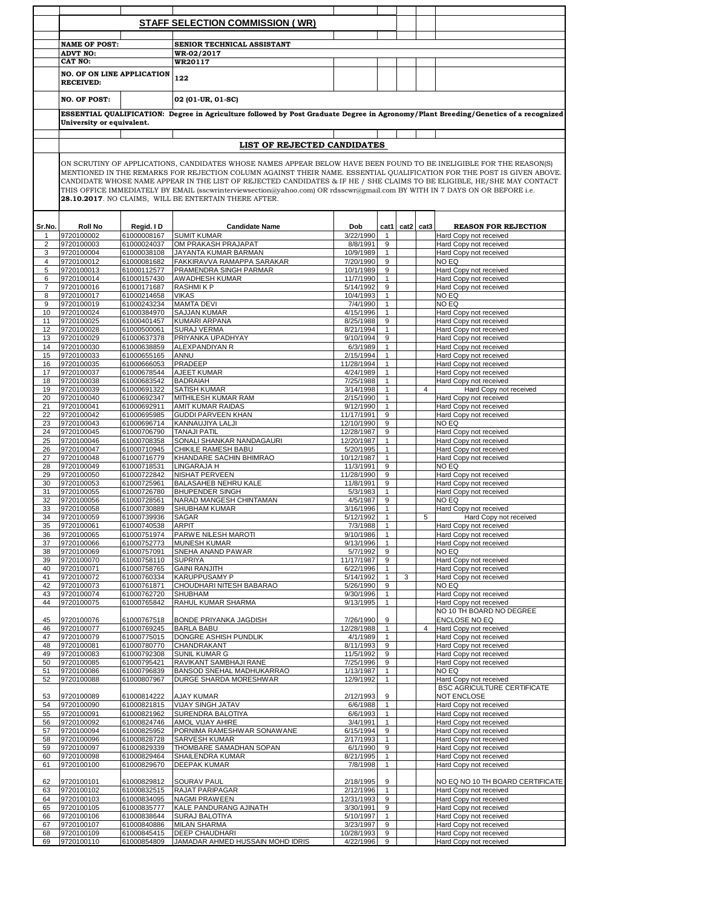# STAFF SELECTION COMMISSION ( WR)

**NAME OF POST:** SENIOR TECHNICAL ASSISTANT

**ADVT NO:** WR-02/2017

**CAT NO:** WR20117

**NO. OF ON LINE APPLICATION RECEIVED:** 122

**NO. OF POST:** 02 (01-UR, 01-SC)

**ESSENTIAL QUALIFICATION:** Degree in Agriculture followed by Post Graduate Degree in Agronomy/Plant Breeding/Genetics of a recognized University or equivalent.

## LIST OF REJECTED CANDIDATES

ON SCRUTINY OF APPLICATIONS, CANDIDATES WHOSE NAMES APPEAR BELOW HAVE BEEN FOUND TO BE INELIGIBLE FOR THE REASON(S) MENTIONED IN THE REMARKS FOR REJECTION COLUMN AGAINST THEIR NAME. ESSENTIAL QUALIFICATION FOR THE POST IS GIVEN ABOVE. CANDIDATE WHOSE NAME APPEAR IN THE LIST OF REJECTED CANDIDATES & IF HE / SHE CLAIMS TO BE ELIGIBLE, HE/SHE MAY CONTACT THIS OFFICE IMMEDIATELY BY EMAIL (sscwrinterviewsection@yahoo.com) OR rdsscwr@gmail.com BY WITH IN 7 DAYS ON OR BEFORE i.e. **28.10.2017**. NO CLAIMS, WILL BE ENTERTAIN THERE AFTER.

| Sr.No. | Roll No | Regid. I D | Candidate Name | Dob | cat1 | cat2 | cat3 | REASON FOR REJECTION |
|---|---|---|---|---|---|---|---|---|
| 1 | 9720100002 | 61000008167 | SUMIT KUMAR | 3/22/1990 | 1 | | | Hard Copy not received |
| 2 | 9720100003 | 61000024037 | OM PRAKASH PRAJAPAT | 8/8/1991 | 9 | | | Hard Copy not received |
| 3 | 9720100004 | 61000038108 | JAYANTA KUMAR BARMAN | 10/9/1989 | 1 | | | Hard Copy not received |
| 4 | 9720100012 | 61000081682 | FAKKIRAVVA RAMAPPA SARAKAR | 7/20/1990 | 9 | | | NO EQ |
| 5 | 9720100013 | 61000112577 | PRAMENDRA SINGH PARMAR | 10/1/1989 | 9 | | | Hard Copy not received |
| 6 | 9720100014 | 61000157430 | AWADHESH KUMAR | 11/7/1990 | 1 | | | Hard Copy not received |
| 7 | 9720100016 | 61000171687 | RASHMI K P | 5/14/1992 | 9 | | | Hard Copy not received |
| 8 | 9720100017 | 61000214658 | VIKAS | 10/4/1993 | 1 | | | NO EQ |
| 9 | 9720100019 | 61000243234 | MAMTA DEVI | 7/4/1990 | 1 | | | NO EQ |
| 10 | 9720100024 | 61000384970 | SAJJAN KUMAR | 4/15/1996 | 1 | | | Hard Copy not received |
| 11 | 9720100025 | 61000401457 | KUMARI ARPANA | 8/25/1988 | 9 | | | Hard Copy not received |
| 12 | 9720100028 | 61000500061 | SURAJ VERMA | 8/21/1994 | 1 | | | Hard Copy not received |
| 13 | 9720100029 | 61000637378 | PRIYANKA UPADHYAY | 9/10/1994 | 9 | | | Hard Copy not received |
| 14 | 9720100030 | 61000638859 | ALEXPANDIYAN R | 6/3/1989 | 1 | | | Hard Copy not received |
| 15 | 9720100033 | 61000655165 | ANNU | 2/15/1994 | 1 | | | Hard Copy not received |
| 16 | 9720100035 | 61000666053 | PRADEEP | 11/28/1994 | 1 | | | Hard Copy not received |
| 17 | 9720100037 | 61000678544 | AJEET KUMAR | 4/24/1989 | 1 | | | Hard Copy not received |
| 18 | 9720100038 | 61000683542 | BADRAIAH | 7/25/1988 | 1 | | | Hard Copy not received |
| 19 | 9720100039 | 61000691322 | SATISH KUMAR | 3/14/1998 | 1 | | 4 | Hard Copy not received |
| 20 | 9720100040 | 61000692347 | MITHILESH KUMAR RAM | 2/15/1990 | 1 | | | Hard Copy not received |
| 21 | 9720100041 | 61000692911 | AMIT KUMAR RAIDAS | 9/12/1990 | 1 | | | Hard Copy not received |
| 22 | 9720100042 | 61000695985 | GUDDI PARVEEN KHAN | 11/17/1991 | 9 | | | Hard Copy not received |
| 23 | 9720100043 | 61000696714 | KANNAUJIYA LALJI | 12/10/1990 | 9 | | | NO EQ |
| 24 | 9720100045 | 61000706790 | TANAJI PATIL | 12/28/1987 | 9 | | | Hard Copy not received |
| 25 | 9720100046 | 61000708358 | SONALI SHANKAR NANDAGAURI | 12/20/1987 | 1 | | | Hard Copy not received |
| 26 | 9720100047 | 61000710945 | CHIKILE RAMESH BABU | 5/20/1995 | 1 | | | Hard Copy not received |
| 27 | 9720100048 | 61000716779 | KHANDARE SACHIN BHIMRAO | 10/12/1987 | 1 | | | Hard Copy not received |
| 28 | 9720100049 | 61000718531 | LINGARAJA H | 11/3/1991 | 9 | | | NO EQ |
| 29 | 9720100050 | 61000722842 | NISHAT PERVEEN | 11/28/1990 | 9 | | | Hard Copy not received |
| 30 | 9720100053 | 61000725961 | BALASAHEB NEHRU KALE | 11/8/1991 | 9 | | | Hard Copy not received |
| 31 | 9720100055 | 61000726780 | BHUPENDER SINGH | 5/3/1983 | 1 | | | Hard Copy not received |
| 32 | 9720100056 | 61000728561 | NARAD MANGESH CHINTAMAN | 4/5/1987 | 9 | | | NO EQ |
| 33 | 9720100058 | 61000730889 | SHUBHAM KUMAR | 3/16/1996 | 1 | | | Hard Copy not received |
| 34 | 9720100059 | 61000739936 | SAGAR | 5/12/1992 | 1 | | 5 | Hard Copy not received |
| 35 | 9720100061 | 61000740538 | ARPIT | 7/3/1988 | 1 | | | Hard Copy not received |
| 36 | 9720100065 | 61000751974 | PARWE NILESH MAROTI | 9/10/1986 | 1 | | | Hard Copy not received |
| 37 | 9720100066 | 61000752773 | MUNESH KUMAR | 9/13/1996 | 1 | | | Hard Copy not received |
| 38 | 9720100069 | 61000757091 | SNEHA ANAND PAWAR | 5/7/1992 | 9 | | | NO EQ |
| 39 | 9720100070 | 61000758110 | SUPRIYA | 11/17/1987 | 9 | | | Hard Copy not received |
| 40 | 9720100071 | 61000758765 | GAINI RANJITH | 6/22/1996 | 1 | | | Hard Copy not received |
| 41 | 9720100072 | 61000760334 | KARUPPUSAMY P | 5/14/1992 | 1 | 3 | | Hard Copy not received |
| 42 | 9720100073 | 61000761871 | CHOUDHARI NITESH BABARAO | 5/26/1990 | 9 | | | NO EQ |
| 43 | 9720100074 | 61000762720 | SHUBHAM | 9/30/1996 | 1 | | | Hard Copy not received |
| 44 | 9720100075 | 61000765842 | RAHUL KUMAR SHARMA | 9/13/1995 | 1 | | | Hard Copy not received |
| 45 | 9720100076 | 61000767518 | BONDE PRIYANKA JAGDISH | 7/26/1990 | 9 | | | NO 10 TH BOARD NO DEGREE ENCLOSE NO EQ |
| 46 | 9720100077 | 61000769245 | BARLA BABU | 12/28/1988 | 1 | | 4 | Hard Copy not received |
| 47 | 9720100079 | 61000775015 | DONGRE ASHISH PUNDLIK | 4/1/1989 | 1 | | | Hard Copy not received |
| 48 | 9720100081 | 61000780770 | CHANDRAKANT | 8/11/1993 | 9 | | | Hard Copy not received |
| 49 | 9720100083 | 61000792308 | SUNIL KUMAR G | 11/5/1992 | 9 | | | Hard Copy not received |
| 50 | 9720100085 | 61000795421 | RAVIKANT SAMBHAJI RANE | 7/25/1996 | 9 | | | Hard Copy not received |
| 51 | 9720100086 | 61000796839 | BANSOD SNEHAL MADHUKARRAO | 1/13/1987 | 1 | | | NO EQ |
| 52 | 9720100088 | 61000807967 | DURGE SHARDA MORESHWAR | 12/9/1992 | 1 | | | Hard Copy not received |
| 53 | 9720100089 | 61000814222 | AJAY KUMAR | 2/12/1993 | 9 | | | BSC AGRICULTURE CERTIFICATE NOT ENCLOSE |
| 54 | 9720100090 | 61000821815 | VIJAY SINGH JATAV | 6/6/1988 | 1 | | | Hard Copy not received |
| 55 | 9720100091 | 61000821962 | SURENDRA BALOTIYA | 6/6/1993 | 1 | | | Hard Copy not received |
| 56 | 9720100092 | 61000824746 | AMOL VIJAY AHIRE | 3/4/1991 | 1 | | | Hard Copy not received |
| 57 | 9720100094 | 61000825952 | PORNIMA RAMESHWAR SONAWANE | 6/15/1994 | 9 | | | Hard Copy not received |
| 58 | 9720100096 | 61000828728 | SARVESH KUMAR | 2/17/1993 | 1 | | | Hard Copy not received |
| 59 | 9720100097 | 61000829339 | THOMBARE SAMADHAN SOPAN | 6/1/1990 | 9 | | | Hard Copy not received |
| 60 | 9720100098 | 61000829464 | SHAILENDRA KUMAR | 8/21/1995 | 1 | | | Hard Copy not received |
| 61 | 9720100100 | 61000829670 | DEEPAK KUMAR | 7/8/1998 | 1 | | | Hard Copy not received |
| 62 | 9720100101 | 61000829812 | SOURAV PAUL | 2/18/1995 | 9 | | | NO EQ NO 10 TH BOARD CERTIFICATE |
| 63 | 9720100102 | 61000832515 | RAJAT PARIPAGAR | 2/12/1996 | 1 | | | Hard Copy not received |
| 64 | 9720100103 | 61000834095 | NAGMI PRAWEEN | 12/31/1993 | 9 | | | Hard Copy not received |
| 65 | 9720100105 | 61000835777 | KALE PANDURANG AJINATH | 3/30/1991 | 9 | | | Hard Copy not received |
| 66 | 9720100106 | 61000838644 | SURAJ BALOTIYA | 5/10/1997 | 1 | | | Hard Copy not received |
| 67 | 9720100107 | 61000840886 | MILAN SHARMA | 3/23/1997 | 9 | | | Hard Copy not received |
| 68 | 9720100109 | 61000845415 | DEEP CHAUDHARI | 10/28/1993 | 9 | | | Hard Copy not received |
| 69 | 9720100110 | 61000854809 | JAMADAR AHMED HUSSAIN MOHD IDRIS | 4/22/1996 | 9 | | | Hard Copy not received |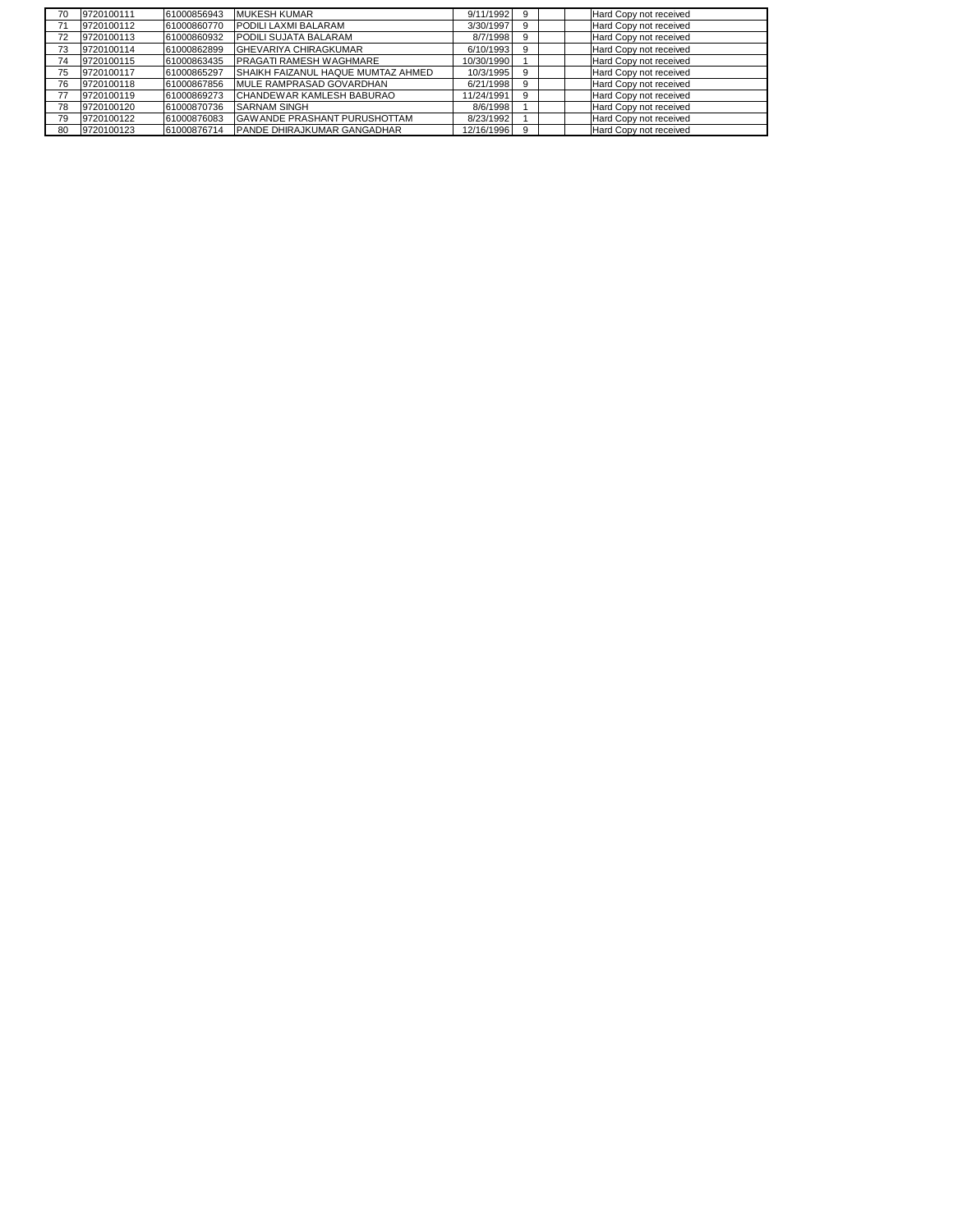| | | | | | | | | |
|---|---|---|---|---|---|---|---|---|
| 70 | 9720100111 | 61000856943 | MUKESH KUMAR | 9/11/1992 | 9 | | | Hard Copy not received |
| 71 | 9720100112 | 61000860770 | PODILI LAXMI BALARAM | 3/30/1997 | 9 | | | Hard Copy not received |
| 72 | 9720100113 | 61000860932 | PODILI SUJATA BALARAM | 8/7/1998 | 9 | | | Hard Copy not received |
| 73 | 9720100114 | 61000862899 | GHEVARIYA CHIRAGKUMAR | 6/10/1993 | 9 | | | Hard Copy not received |
| 74 | 9720100115 | 61000863435 | PRAGATI RAMESH WAGHMARE | 10/30/1990 | 1 | | | Hard Copy not received |
| 75 | 9720100117 | 61000865297 | SHAIKH FAIZANUL HAQUE MUMTAZ AHMED | 10/3/1995 | 9 | | | Hard Copy not received |
| 76 | 9720100118 | 61000867856 | MULE RAMPRASAD GOVARDHAN | 6/21/1998 | 9 | | | Hard Copy not received |
| 77 | 9720100119 | 61000869273 | CHANDEWAR KAMLESH BABURAO | 11/24/1991 | 9 | | | Hard Copy not received |
| 78 | 9720100120 | 61000870736 | SARNAM SINGH | 8/6/1998 | 1 | | | Hard Copy not received |
| 79 | 9720100122 | 61000876083 | GAWANDE PRASHANT PURUSHOTTAM | 8/23/1992 | 1 | | | Hard Copy not received |
| 80 | 9720100123 | 61000876714 | PANDE DHIRAJKUMAR GANGADHAR | 12/16/1996 | 9 | | | Hard Copy not received |